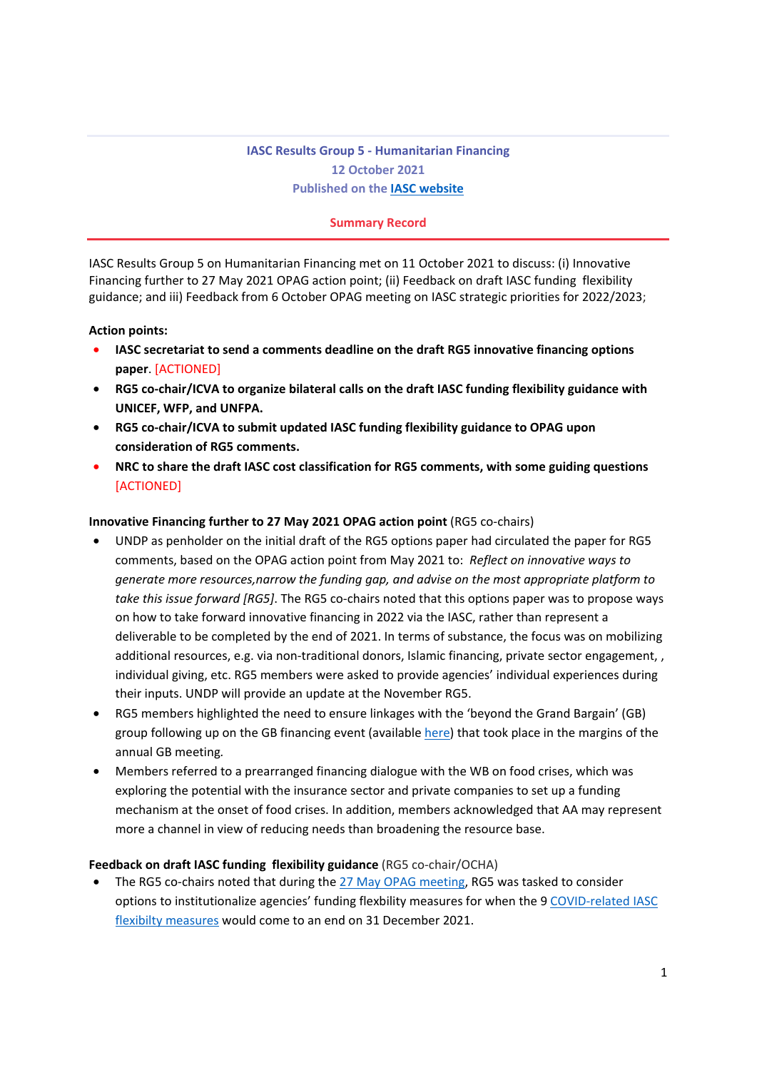**IASC Results Group 5 - Humanitarian Financing**
**12 October 2021**
**Published on the [IASC website]**

**Summary Record**

IASC Results Group 5 on Humanitarian Financing met on 11 October 2021 to discuss: (i) Innovative Financing further to 27 May 2021 OPAG action point; (ii) Feedback on draft IASC funding flexibility guidance; and iii) Feedback from 6 October OPAG meeting on IASC strategic priorities for 2022/2023;

**Action points:**

- **IASC secretariat to send a comments deadline on the draft RG5 innovative financing options paper**. [ACTIONED]
- **RG5 co-chair/ICVA to organize bilateral calls on the draft IASC funding flexibility guidance with UNICEF, WFP, and UNFPA.**
- **RG5 co-chair/ICVA to submit updated IASC funding flexibility guidance to OPAG upon consideration of RG5 comments.**
- **NRC to share the draft IASC cost classification for RG5 comments, with some guiding questions** [ACTIONED]

**Innovative Financing further to 27 May 2021 OPAG action point** (RG5 co-chairs)

- UNDP as penholder on the initial draft of the RG5 options paper had circulated the paper for RG5 comments, based on the OPAG action point from May 2021 to: *Reflect on innovative ways to generate more resources,narrow the funding gap, and advise on the most appropriate platform to take this issue forward [RG5]*. The RG5 co-chairs noted that this options paper was to propose ways on how to take forward innovative financing in 2022 via the IASC, rather than represent a deliverable to be completed by the end of 2021. In terms of substance, the focus was on mobilizing additional resources, e.g. via non-traditional donors, Islamic financing, private sector engagement, , individual giving, etc. RG5 members were asked to provide agencies' individual experiences during their inputs. UNDP will provide an update at the November RG5.
- RG5 members highlighted the need to ensure linkages with the 'beyond the Grand Bargain' (GB) group following up on the GB financing event (available here) that took place in the margins of the annual GB meeting.
- Members referred to a prearranged financing dialogue with the WB on food crises, which was exploring the potential with the insurance sector and private companies to set up a funding mechanism at the onset of food crises. In addition, members acknowledged that AA may represent more a channel in view of reducing needs than broadening the resource base.

**Feedback on draft IASC funding flexibility guidance** (RG5 co-chair/OCHA)

- The RG5 co-chairs noted that during the 27 May OPAG meeting, RG5 was tasked to consider options to institutionalize agencies' funding flexbility measures for when the 9 COVID-related IASC flexibilty measures would come to an end on 31 December 2021.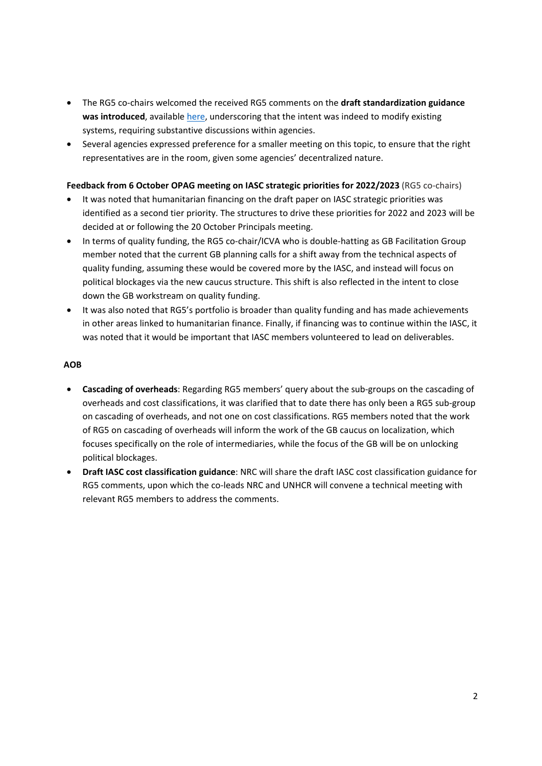- The RG5 co-chairs welcomed the received RG5 comments on the **draft standardization guidance was introduced**, available [here](), underscoring that the intent was indeed to modify existing systems, requiring substantive discussions within agencies.
- Several agencies expressed preference for a smaller meeting on this topic, to ensure that the right representatives are in the room, given some agencies' decentralized nature.

**Feedback from 6 October OPAG meeting on IASC strategic priorities for 2022/2023** (RG5 co-chairs)

- It was noted that humanitarian financing on the draft paper on IASC strategic priorities was identified as a second tier priority. The structures to drive these priorities for 2022 and 2023 will be decided at or following the 20 October Principals meeting.
- In terms of quality funding, the RG5 co-chair/ICVA who is double-hatting as GB Facilitation Group member noted that the current GB planning calls for a shift away from the technical aspects of quality funding, assuming these would be covered more by the IASC, and instead will focus on political blockages via the new caucus structure. This shift is also reflected in the intent to close down the GB workstream on quality funding.
- It was also noted that RG5's portfolio is broader than quality funding and has made achievements in other areas linked to humanitarian finance. Finally, if financing was to continue within the IASC, it was noted that it would be important that IASC members volunteered to lead on deliverables.

**AOB**

- **Cascading of overheads**: Regarding RG5 members' query about the sub-groups on the cascading of overheads and cost classifications, it was clarified that to date there has only been a RG5 sub-group on cascading of overheads, and not one on cost classifications. RG5 members noted that the work of RG5 on cascading of overheads will inform the work of the GB caucus on localization, which focuses specifically on the role of intermediaries, while the focus of the GB will be on unlocking political blockages.
- **Draft IASC cost classification guidance**: NRC will share the draft IASC cost classification guidance for RG5 comments, upon which the co-leads NRC and UNHCR will convene a technical meeting with relevant RG5 members to address the comments.